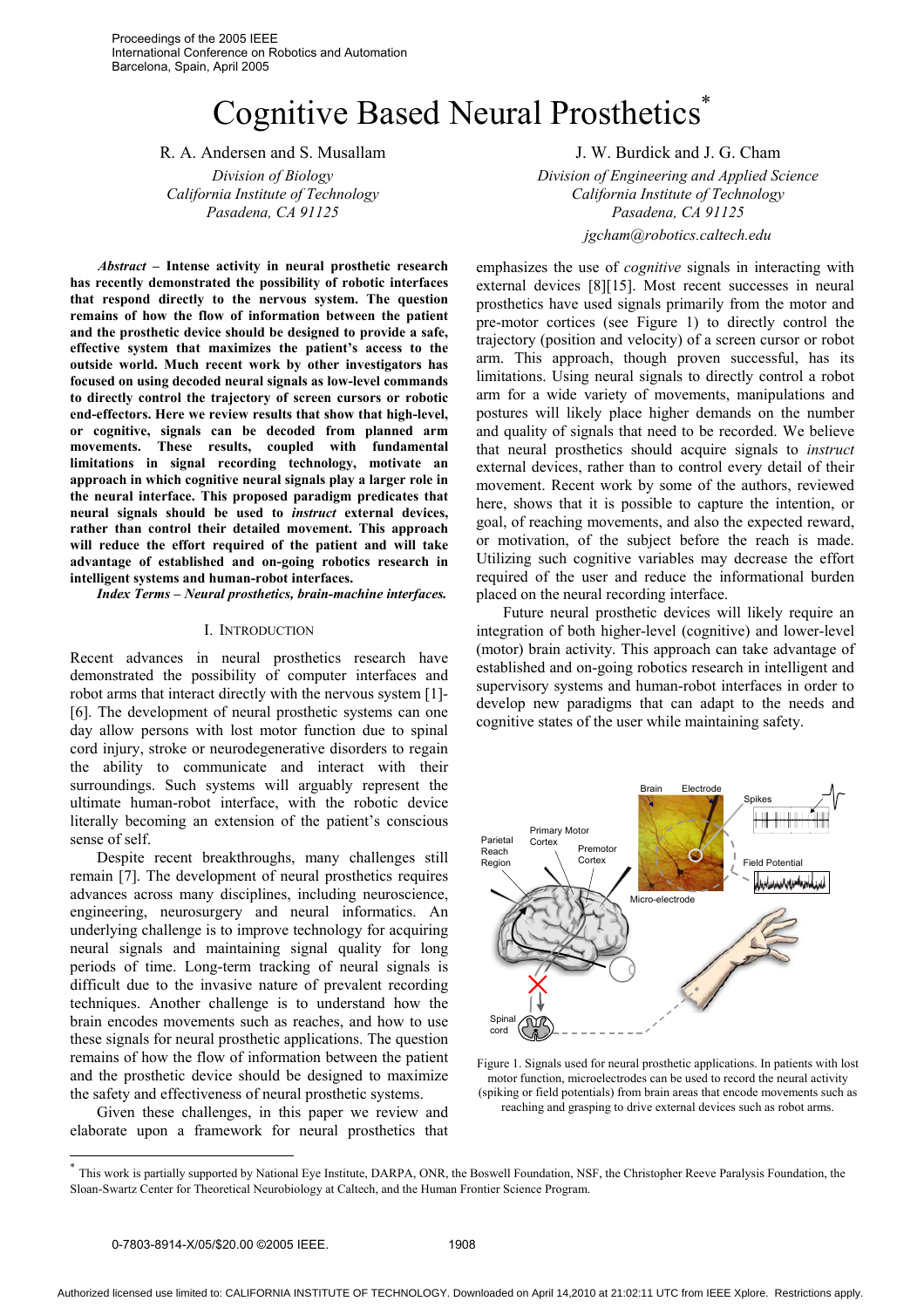Proceedings of the 2005 IEEE
International Conference on Robotics and Automation
Barcelona, Spain, April 2005

# Cognitive Based Neural Prosthetics*

R. A. Andersen and S. Musallam
*Division of Biology*
*California Institute of Technology*
*Pasadena, CA 91125*

J. W. Burdick and J. G. Cham
*Division of Engineering and Applied Science*
*California Institute of Technology*
*Pasadena, CA 91125*
*jgcham@robotics.caltech.edu*

***Abstract* – Intense activity in neural prosthetic research has recently demonstrated the possibility of robotic interfaces that respond directly to the nervous system. The question remains of how the flow of information between the patient and the prosthetic device should be designed to provide a safe, effective system that maximizes the patient's access to the outside world. Much recent work by other investigators has focused on using decoded neural signals as low-level commands to directly control the trajectory of screen cursors or robotic end-effectors. Here we review results that show that high-level, or cognitive, signals can be decoded from planned arm movements. These results, coupled with fundamental limitations in signal recording technology, motivate an approach in which cognitive neural signals play a larger role in the neural interface. This proposed paradigm predicates that neural signals should be used to *instruct* external devices, rather than control their detailed movement. This approach will reduce the effort required of the patient and will take advantage of established and on-going robotics research in intelligent systems and human-robot interfaces.**

***Index Terms* – Neural prosthetics, brain-machine interfaces.**

## I. Introduction

Recent advances in neural prosthetics research have demonstrated the possibility of computer interfaces and robot arms that interact directly with the nervous system [1]-[6]. The development of neural prosthetic systems can one day allow persons with lost motor function due to spinal cord injury, stroke or neurodegenerative disorders to regain the ability to communicate and interact with their surroundings. Such systems will arguably represent the ultimate human-robot interface, with the robotic device literally becoming an extension of the patient's conscious sense of self.

Despite recent breakthroughs, many challenges still remain [7]. The development of neural prosthetics requires advances across many disciplines, including neuroscience, engineering, neurosurgery and neural informatics. An underlying challenge is to improve technology for acquiring neural signals and maintaining signal quality for long periods of time. Long-term tracking of neural signals is difficult due to the invasive nature of prevalent recording techniques. Another challenge is to understand how the brain encodes movements such as reaches, and how to use these signals for neural prosthetic applications. The question remains of how the flow of information between the patient and the prosthetic device should be designed to maximize the safety and effectiveness of neural prosthetic systems.

Given these challenges, in this paper we review and elaborate upon a framework for neural prosthetics that emphasizes the use of *cognitive* signals in interacting with external devices [8][15]. Most recent successes in neural prosthetics have used signals primarily from the motor and pre-motor cortices (see Figure 1) to directly control the trajectory (position and velocity) of a screen cursor or robot arm. This approach, though proven successful, has its limitations. Using neural signals to directly control a robot arm for a wide variety of movements, manipulations and postures will likely place higher demands on the number and quality of signals that need to be recorded. We believe that neural prosthetics should acquire signals to *instruct* external devices, rather than to control every detail of their movement. Recent work by some of the authors, reviewed here, shows that it is possible to capture the intention, or goal, of reaching movements, and also the expected reward, or motivation, of the subject before the reach is made. Utilizing such cognitive variables may decrease the effort required of the user and reduce the informational burden placed on the neural recording interface.

Future neural prosthetic devices will likely require an integration of both higher-level (cognitive) and lower-level (motor) brain activity. This approach can take advantage of established and on-going robotics research in intelligent and supervisory systems and human-robot interfaces in order to develop new paradigms that can adapt to the needs and cognitive states of the user while maintaining safety.

Brain
Electrode
Spikes
Parietal Reach Region
Primary Motor Cortex
Premotor Cortex
Field Potential
Micro-electrode
Spinal cord

Figure 1. Signals used for neural prosthetic applications. In patients with lost motor function, microelectrodes can be used to record the neural activity (spiking or field potentials) from brain areas that encode movements such as reaching and grasping to drive external devices such as robot arms.

* This work is partially supported by National Eye Institute, DARPA, ONR, the Boswell Foundation, NSF, the Christopher Reeve Paralysis Foundation, the Sloan-Swartz Center for Theoretical Neurobiology at Caltech, and the Human Frontier Science Program.

0-7803-8914-X/05/$20.00 ©2005 IEEE.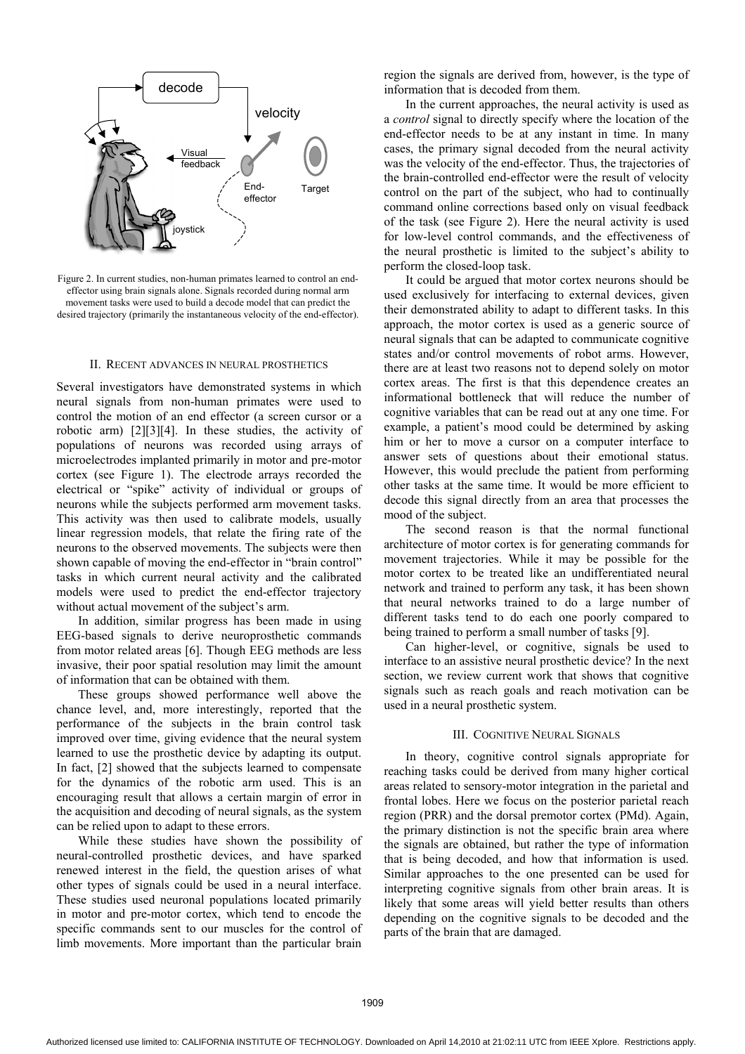Figure 2. In current studies, non-human primates learned to control an end-effector using brain signals alone. Signals recorded during normal arm movement tasks were used to build a decode model that can predict the desired trajectory (primarily the instantaneous velocity of the end-effector).

## II. Recent Advances in Neural Prosthetics

Several investigators have demonstrated systems in which neural signals from non-human primates were used to control the motion of an end effector (a screen cursor or a robotic arm) [2][3][4]. In these studies, the activity of populations of neurons was recorded using arrays of microelectrodes implanted primarily in motor and pre-motor cortex (see Figure 1). The electrode arrays recorded the electrical or "spike" activity of individual or groups of neurons while the subjects performed arm movement tasks. This activity was then used to calibrate models, usually linear regression models, that relate the firing rate of the neurons to the observed movements. The subjects were then shown capable of moving the end-effector in "brain control" tasks in which current neural activity and the calibrated models were used to predict the end-effector trajectory without actual movement of the subject's arm.

In addition, similar progress has been made in using EEG-based signals to derive neuroprosthetic commands from motor related areas [6]. Though EEG methods are less invasive, their poor spatial resolution may limit the amount of information that can be obtained with them.

These groups showed performance well above the chance level, and, more interestingly, reported that the performance of the subjects in the brain control task improved over time, giving evidence that the neural system learned to use the prosthetic device by adapting its output. In fact, [2] showed that the subjects learned to compensate for the dynamics of the robotic arm used. This is an encouraging result that allows a certain margin of error in the acquisition and decoding of neural signals, as the system can be relied upon to adapt to these errors.

While these studies have shown the possibility of neural-controlled prosthetic devices, and have sparked renewed interest in the field, the question arises of what other types of signals could be used in a neural interface. These studies used neuronal populations located primarily in motor and pre-motor cortex, which tend to encode the specific commands sent to our muscles for the control of limb movements. More important than the particular brain region the signals are derived from, however, is the type of information that is decoded from them.

In the current approaches, the neural activity is used as a *control* signal to directly specify where the location of the end-effector needs to be at any instant in time. In many cases, the primary signal decoded from the neural activity was the velocity of the end-effector. Thus, the trajectories of the brain-controlled end-effector were the result of velocity control on the part of the subject, who had to continually command online corrections based only on visual feedback of the task (see Figure 2). Here the neural activity is used for low-level control commands, and the effectiveness of the neural prosthetic is limited to the subject's ability to perform the closed-loop task.

It could be argued that motor cortex neurons should be used exclusively for interfacing to external devices, given their demonstrated ability to adapt to different tasks. In this approach, the motor cortex is used as a generic source of neural signals that can be adapted to communicate cognitive states and/or control movements of robot arms. However, there are at least two reasons not to depend solely on motor cortex areas. The first is that this dependence creates an informational bottleneck that will reduce the number of cognitive variables that can be read out at any one time. For example, a patient's mood could be determined by asking him or her to move a cursor on a computer interface to answer sets of questions about their emotional status. However, this would preclude the patient from performing other tasks at the same time. It would be more efficient to decode this signal directly from an area that processes the mood of the subject.

The second reason is that the normal functional architecture of motor cortex is for generating commands for movement trajectories. While it may be possible for the motor cortex to be treated like an undifferentiated neural network and trained to perform any task, it has been shown that neural networks trained to do a large number of different tasks tend to do each one poorly compared to being trained to perform a small number of tasks [9].

Can higher-level, or cognitive, signals be used to interface to an assistive neural prosthetic device? In the next section, we review current work that shows that cognitive signals such as reach goals and reach motivation can be used in a neural prosthetic system.

## III. Cognitive Neural Signals

In theory, cognitive control signals appropriate for reaching tasks could be derived from many higher cortical areas related to sensory-motor integration in the parietal and frontal lobes. Here we focus on the posterior parietal reach region (PRR) and the dorsal premotor cortex (PMd). Again, the primary distinction is not the specific brain area where the signals are obtained, but rather the type of information that is being decoded, and how that information is used. Similar approaches to the one presented can be used for interpreting cognitive signals from other brain areas. It is likely that some areas will yield better results than others depending on the cognitive signals to be decoded and the parts of the brain that are damaged.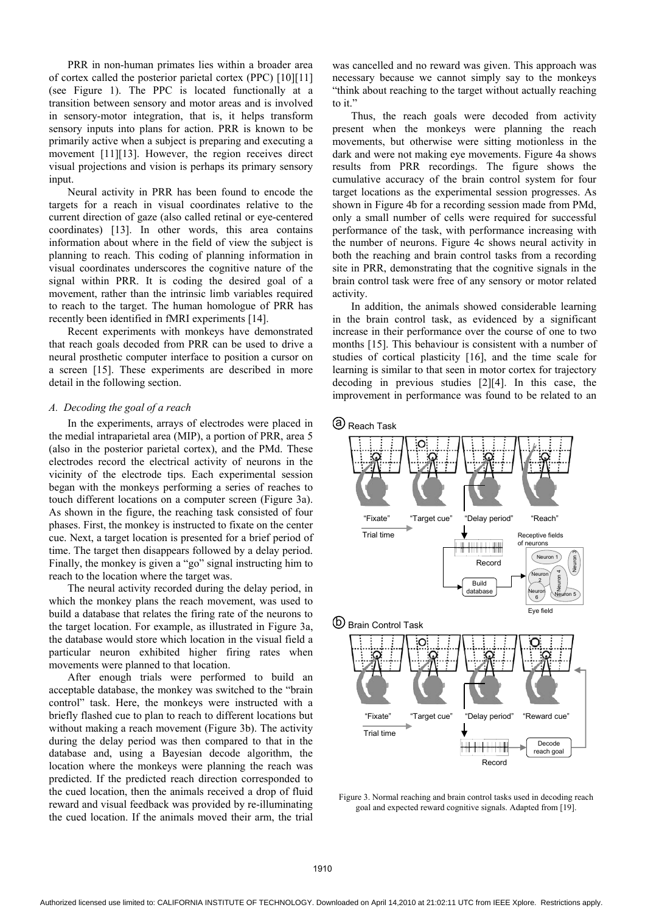PRR in non-human primates lies within a broader area of cortex called the posterior parietal cortex (PPC) [10][11] (see Figure 1). The PPC is located functionally at a transition between sensory and motor areas and is involved in sensory-motor integration, that is, it helps transform sensory inputs into plans for action. PRR is known to be primarily active when a subject is preparing and executing a movement [11][13]. However, the region receives direct visual projections and vision is perhaps its primary sensory input.

Neural activity in PRR has been found to encode the targets for a reach in visual coordinates relative to the current direction of gaze (also called retinal or eye-centered coordinates) [13]. In other words, this area contains information about where in the field of view the subject is planning to reach. This coding of planning information in visual coordinates underscores the cognitive nature of the signal within PRR. It is coding the desired goal of a movement, rather than the intrinsic limb variables required to reach to the target. The human homologue of PRR has recently been identified in fMRI experiments [14].

Recent experiments with monkeys have demonstrated that reach goals decoded from PRR can be used to drive a neural prosthetic computer interface to position a cursor on a screen [15]. These experiments are described in more detail in the following section.

### *A. Decoding the goal of a reach*

In the experiments, arrays of electrodes were placed in the medial intraparietal area (MIP), a portion of PRR, area 5 (also in the posterior parietal cortex), and the PMd. These electrodes record the electrical activity of neurons in the vicinity of the electrode tips. Each experimental session began with the monkeys performing a series of reaches to touch different locations on a computer screen (Figure 3a). As shown in the figure, the reaching task consisted of four phases. First, the monkey is instructed to fixate on the center cue. Next, a target location is presented for a brief period of time. The target then disappears followed by a delay period. Finally, the monkey is given a "go" signal instructing him to reach to the location where the target was.

The neural activity recorded during the delay period, in which the monkey plans the reach movement, was used to build a database that relates the firing rate of the neurons to the target location. For example, as illustrated in Figure 3a, the database would store which location in the visual field a particular neuron exhibited higher firing rates when movements were planned to that location.

After enough trials were performed to build an acceptable database, the monkey was switched to the "brain control" task. Here, the monkeys were instructed with a briefly flashed cue to plan to reach to different locations but without making a reach movement (Figure 3b). The activity during the delay period was then compared to that in the database and, using a Bayesian decode algorithm, the location where the monkeys were planning the reach was predicted. If the predicted reach direction corresponded to the cued location, then the animals received a drop of fluid reward and visual feedback was provided by re-illuminating the cued location. If the animals moved their arm, the trial was cancelled and no reward was given. This approach was necessary because we cannot simply say to the monkeys "think about reaching to the target without actually reaching to it."

Thus, the reach goals were decoded from activity present when the monkeys were planning the reach movements, but otherwise were sitting motionless in the dark and were not making eye movements. Figure 4a shows results from PRR recordings. The figure shows the cumulative accuracy of the brain control system for four target locations as the experimental session progresses. As shown in Figure 4b for a recording session made from PMd, only a small number of cells were required for successful performance of the task, with performance increasing with the number of neurons. Figure 4c shows neural activity in both the reaching and brain control tasks from a recording site in PRR, demonstrating that the cognitive signals in the brain control task were free of any sensory or motor related activity.

In addition, the animals showed considerable learning in the brain control task, as evidenced by a significant increase in their performance over the course of one to two months [15]. This behaviour is consistent with a number of studies of cortical plasticity [16], and the time scale for learning is similar to that seen in motor cortex for trajectory decoding in previous studies [2][4]. In this case, the improvement in performance was found to be related to an

Figure 3. Normal reaching and brain control tasks used in decoding reach goal and expected reward cognitive signals. Adapted from [19].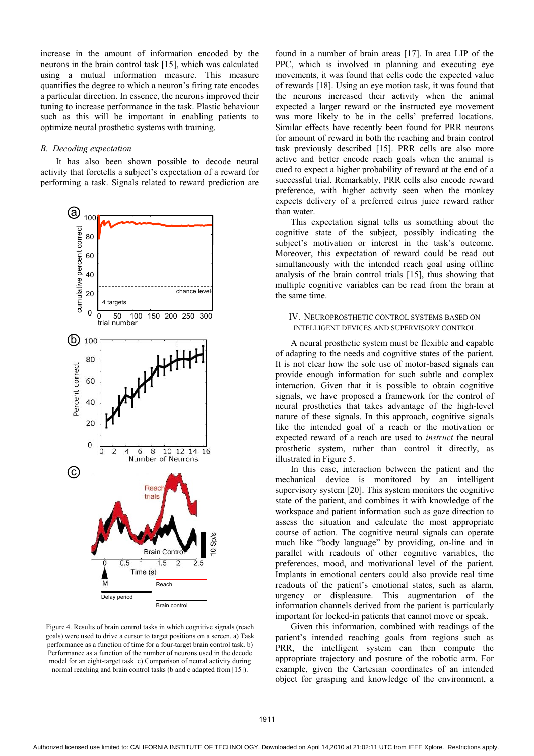increase in the amount of information encoded by the neurons in the brain control task [15], which was calculated using a mutual information measure. This measure quantifies the degree to which a neuron's firing rate encodes a particular direction. In essence, the neurons improved their tuning to increase performance in the task. Plastic behaviour such as this will be important in enabling patients to optimize neural prosthetic systems with training.

### *B. Decoding expectation*

It has also been shown possible to decode neural activity that foretells a subject's expectation of a reward for performing a task. Signals related to reward prediction are found in a number of brain areas [17]. In area LIP of the PPC, which is involved in planning and executing eye movements, it was found that cells code the expected value of rewards [18]. Using an eye motion task, it was found that the neurons increased their activity when the animal expected a larger reward or the instructed eye movement was more likely to be in the cells' preferred locations. Similar effects have recently been found for PRR neurons for amount of reward in both the reaching and brain control task previously described [15]. PRR cells are also more active and better encode reach goals when the animal is cued to expect a higher probability of reward at the end of a successful trial. Remarkably, PRR cells also encode reward preference, with higher activity seen when the monkey expects delivery of a preferred citrus juice reward rather than water.

This expectation signal tells us something about the cognitive state of the subject, possibly indicating the subject's motivation or interest in the task's outcome. Moreover, this expectation of reward could be read out simultaneously with the intended reach goal using offline analysis of the brain control trials [15], thus showing that multiple cognitive variables can be read from the brain at the same time.

Figure 4. Results of brain control tasks in which cognitive signals (reach goals) were used to drive a cursor to target positions on a screen. a) Task performance as a function of time for a four-target brain control task. b) Performance as a function of the number of neurons used in the decode model for an eight-target task. c) Comparison of neural activity during normal reaching and brain control tasks (b and c adapted from [15]).

## IV. Neuroprosthetic Control Systems Based on Intelligent Devices and Supervisory Control

A neural prosthetic system must be flexible and capable of adapting to the needs and cognitive states of the patient. It is not clear how the sole use of motor-based signals can provide enough information for such subtle and complex interaction. Given that it is possible to obtain cognitive signals, we have proposed a framework for the control of neural prosthetics that takes advantage of the high-level nature of these signals. In this approach, cognitive signals like the intended goal of a reach or the motivation or expected reward of a reach are used to *instruct* the neural prosthetic system, rather than control it directly, as illustrated in Figure 5.

In this case, interaction between the patient and the mechanical device is monitored by an intelligent supervisory system [20]. This system monitors the cognitive state of the patient, and combines it with knowledge of the workspace and patient information such as gaze direction to assess the situation and calculate the most appropriate course of action. The cognitive neural signals can operate much like "body language" by providing, on-line and in parallel with readouts of other cognitive variables, the preferences, mood, and motivational level of the patient. Implants in emotional centers could also provide real time readouts of the patient's emotional states, such as alarm, urgency or displeasure. This augmentation of the information channels derived from the patient is particularly important for locked-in patients that cannot move or speak.

Given this information, combined with readings of the patient's intended reaching goals from regions such as PRR, the intelligent system can then compute the appropriate trajectory and posture of the robotic arm. For example, given the Cartesian coordinates of an intended object for grasping and knowledge of the environment, a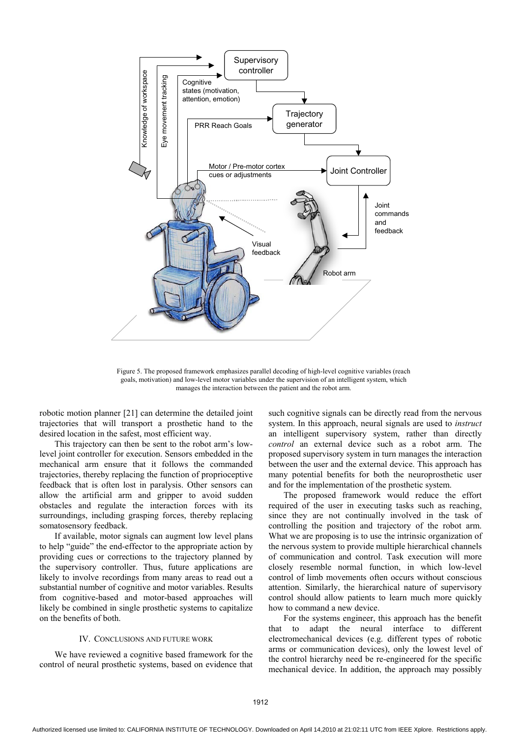Figure 5. The proposed framework emphasizes parallel decoding of high-level cognitive variables (reach goals, motivation) and low-level motor variables under the supervision of an intelligent system, which manages the interaction between the patient and the robot arm.

robotic motion planner [21] can determine the detailed joint trajectories that will transport a prosthetic hand to the desired location in the safest, most efficient way.

This trajectory can then be sent to the robot arm's low-level joint controller for execution. Sensors embedded in the mechanical arm ensure that it follows the commanded trajectories, thereby replacing the function of proprioceptive feedback that is often lost in paralysis. Other sensors can allow the artificial arm and gripper to avoid sudden obstacles and regulate the interaction forces with its surroundings, including grasping forces, thereby replacing somatosensory feedback.

If available, motor signals can augment low level plans to help "guide" the end-effector to the appropriate action by providing cues or corrections to the trajectory planned by the supervisory controller. Thus, future applications are likely to involve recordings from many areas to read out a substantial number of cognitive and motor variables. Results from cognitive-based and motor-based approaches will likely be combined in single prosthetic systems to capitalize on the benefits of both.

## IV. Conclusions and Future Work

We have reviewed a cognitive based framework for the control of neural prosthetic systems, based on evidence that such cognitive signals can be directly read from the nervous system. In this approach, neural signals are used to *instruct* an intelligent supervisory system, rather than directly *control* an external device such as a robot arm. The proposed supervisory system in turn manages the interaction between the user and the external device. This approach has many potential benefits for both the neuroprosthetic user and for the implementation of the prosthetic system.

The proposed framework would reduce the effort required of the user in executing tasks such as reaching, since they are not continually involved in the task of controlling the position and trajectory of the robot arm. What we are proposing is to use the intrinsic organization of the nervous system to provide multiple hierarchical channels of communication and control. Task execution will more closely resemble normal function, in which low-level control of limb movements often occurs without conscious attention. Similarly, the hierarchical nature of supervisory control should allow patients to learn much more quickly how to command a new device.

For the systems engineer, this approach has the benefit that to adapt the neural interface to different electromechanical devices (e.g. different types of robotic arms or communication devices), only the lowest level of the control hierarchy need be re-engineered for the specific mechanical device. In addition, the approach may possibly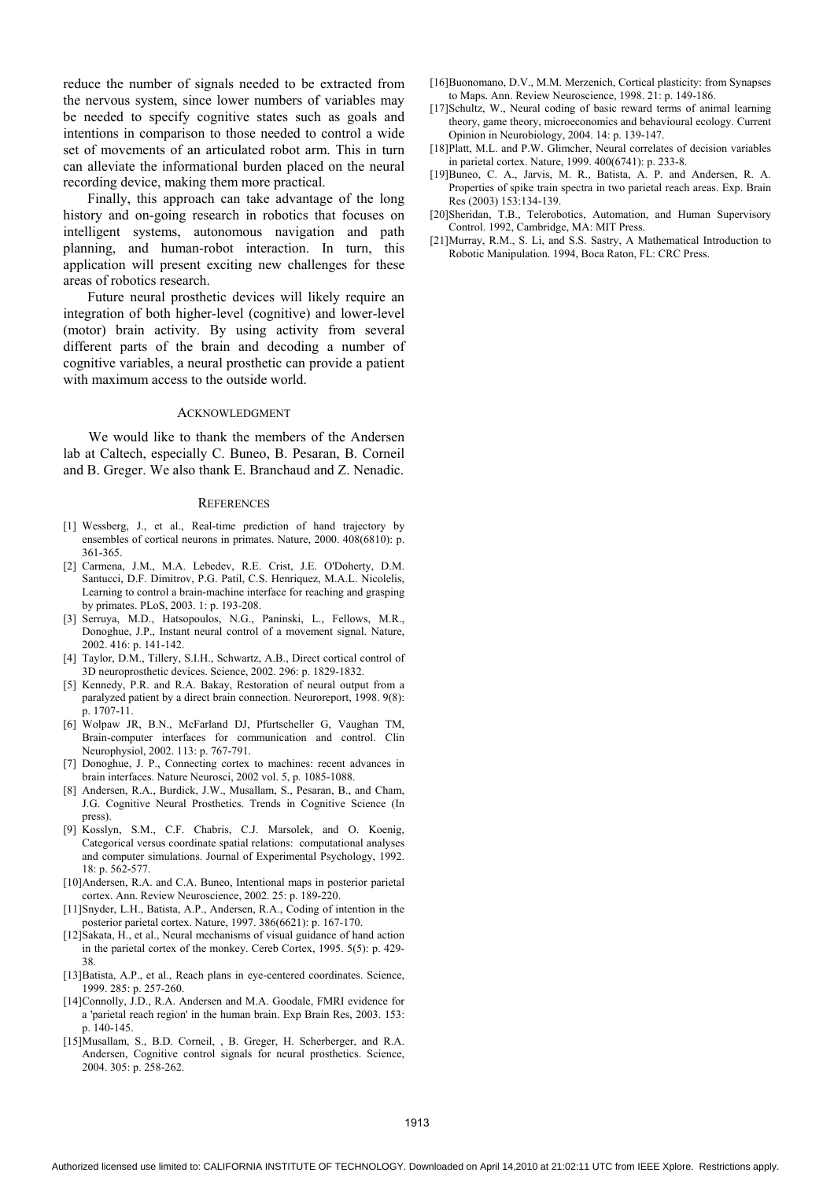reduce the number of signals needed to be extracted from the nervous system, since lower numbers of variables may be needed to specify cognitive states such as goals and intentions in comparison to those needed to control a wide set of movements of an articulated robot arm. This in turn can alleviate the informational burden placed on the neural recording device, making them more practical.

Finally, this approach can take advantage of the long history and on-going research in robotics that focuses on intelligent systems, autonomous navigation and path planning, and human-robot interaction. In turn, this application will present exciting new challenges for these areas of robotics research.

Future neural prosthetic devices will likely require an integration of both higher-level (cognitive) and lower-level (motor) brain activity. By using activity from several different parts of the brain and decoding a number of cognitive variables, a neural prosthetic can provide a patient with maximum access to the outside world.

## ACKNOWLEDGMENT

We would like to thank the members of the Andersen lab at Caltech, especially C. Buneo, B. Pesaran, B. Corneil and B. Greger. We also thank E. Branchaud and Z. Nenadic.

## REFERENCES

[1] Wessberg, J., et al., Real-time prediction of hand trajectory by ensembles of cortical neurons in primates. Nature, 2000. 408(6810): p. 361-365.

[2] Carmena, J.M., M.A. Lebedev, R.E. Crist, J.E. O'Doherty, D.M. Santucci, D.F. Dimitrov, P.G. Patil, C.S. Henriquez, M.A.L. Nicolelis, Learning to control a brain-machine interface for reaching and grasping by primates. PLoS, 2003. 1: p. 193-208.

[3] Serruya, M.D., Hatsopoulos, N.G., Paninski, L., Fellows, M.R., Donoghue, J.P., Instant neural control of a movement signal. Nature, 2002. 416: p. 141-142.

[4] Taylor, D.M., Tillery, S.I.H., Schwartz, A.B., Direct cortical control of 3D neuroprosthetic devices. Science, 2002. 296: p. 1829-1832.

[5] Kennedy, P.R. and R.A. Bakay, Restoration of neural output from a paralyzed patient by a direct brain connection. Neuroreport, 1998. 9(8): p. 1707-11.

[6] Wolpaw JR, B.N., McFarland DJ, Pfurtscheller G, Vaughan TM, Brain-computer interfaces for communication and control. Clin Neurophysiol, 2002. 113: p. 767-791.

[7] Donoghue, J. P., Connecting cortex to machines: recent advances in brain interfaces. Nature Neurosci, 2002 vol. 5, p. 1085-1088.

[8] Andersen, R.A., Burdick, J.W., Musallam, S., Pesaran, B., and Cham, J.G. Cognitive Neural Prosthetics. Trends in Cognitive Science (In press).

[9] Kosslyn, S.M., C.F. Chabris, C.J. Marsolek, and O. Koenig, Categorical versus coordinate spatial relations: computational analyses and computer simulations. Journal of Experimental Psychology, 1992. 18: p. 562-577.

[10] Andersen, R.A. and C.A. Buneo, Intentional maps in posterior parietal cortex. Ann. Review Neuroscience, 2002. 25: p. 189-220.

[11] Snyder, L.H., Batista, A.P., Andersen, R.A., Coding of intention in the posterior parietal cortex. Nature, 1997. 386(6621): p. 167-170.

[12] Sakata, H., et al., Neural mechanisms of visual guidance of hand action in the parietal cortex of the monkey. Cereb Cortex, 1995. 5(5): p. 429-38.

[13] Batista, A.P., et al., Reach plans in eye-centered coordinates. Science, 1999. 285: p. 257-260.

[14] Connolly, J.D., R.A. Andersen and M.A. Goodale, FMRI evidence for a 'parietal reach region' in the human brain. Exp Brain Res, 2003. 153: p. 140-145.

[15] Musallam, S., B.D. Corneil, , B. Greger, H. Scherberger, and R.A. Andersen, Cognitive control signals for neural prosthetics. Science, 2004. 305: p. 258-262.

[16] Buonomano, D.V., M.M. Merzenich, Cortical plasticity: from Synapses to Maps. Ann. Review Neuroscience, 1998. 21: p. 149-186.

[17] Schultz, W., Neural coding of basic reward terms of animal learning theory, game theory, microeconomics and behavioural ecology. Current Opinion in Neurobiology, 2004. 14: p. 139-147.

[18] Platt, M.L. and P.W. Glimcher, Neural correlates of decision variables in parietal cortex. Nature, 1999. 400(6741): p. 233-8.

[19] Buneo, C. A., Jarvis, M. R., Batista, A. P. and Andersen, R. A. Properties of spike train spectra in two parietal reach areas. Exp. Brain Res (2003) 153:134-139.

[20] Sheridan, T.B., Telerobotics, Automation, and Human Supervisory Control. 1992, Cambridge, MA: MIT Press.

[21] Murray, R.M., S. Li, and S.S. Sastry, A Mathematical Introduction to Robotic Manipulation. 1994, Boca Raton, FL: CRC Press.